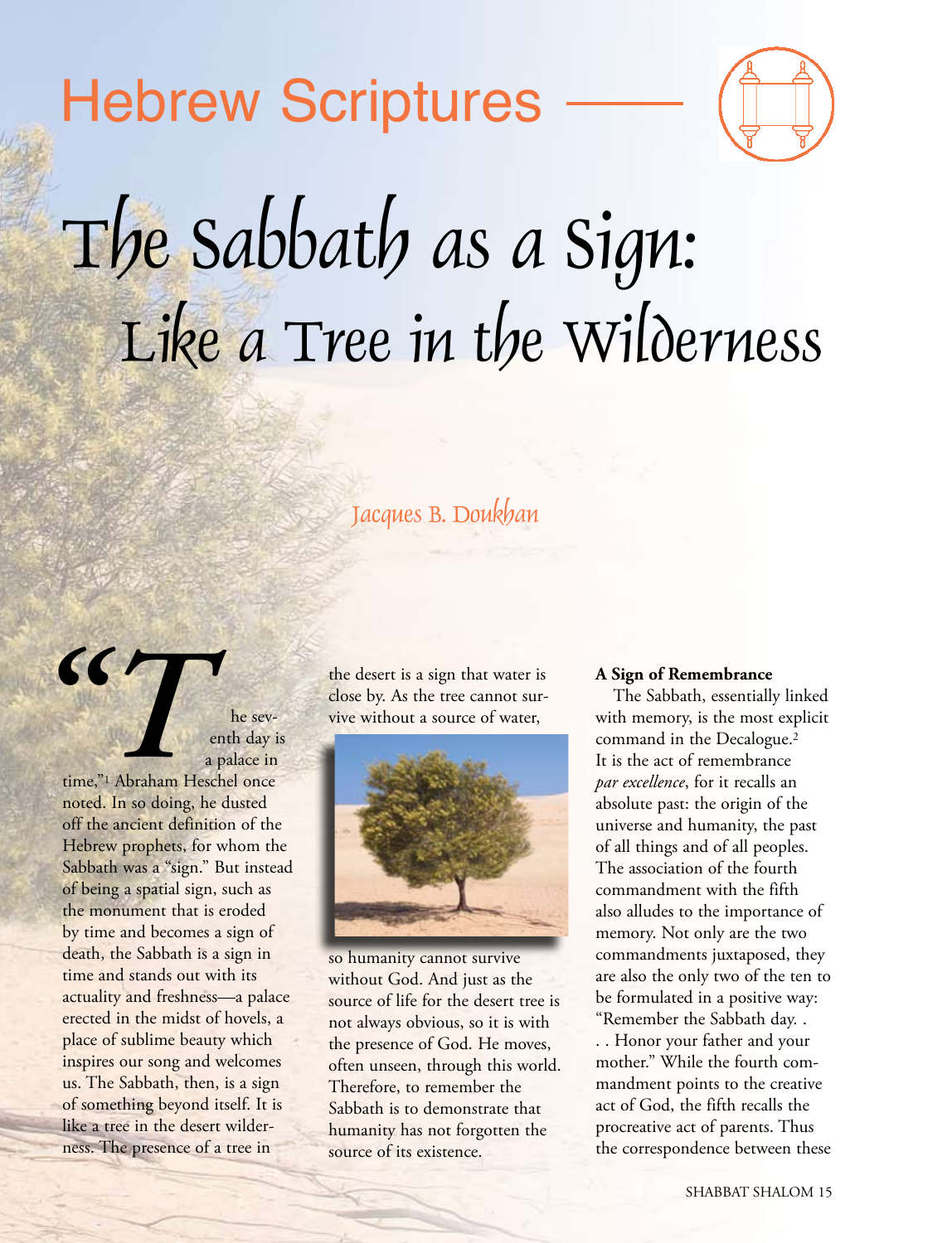Hebrew Scriptures

# The Sabbath as a Sign: Like a Tree in the Wilderness

Jacques B. Doukhan

"The seventh day is a palace in time,"[1] Abraham Heschel once noted. In so doing, he dusted off the ancient definition of the Hebrew prophets, for whom the Sabbath was a "sign." But instead of being a spatial sign, such as the monument that is eroded by time and becomes a sign of death, the Sabbath is a sign in time and stands out with its actuality and freshness—a palace erected in the midst of hovels, a place of sublime beauty which inspires our song and welcomes us. The Sabbath, then, is a sign of something beyond itself. It is like a tree in the desert wilderness. The presence of a tree in the desert is a sign that water is close by. As the tree cannot survive without a source of water, so humanity cannot survive without God. And just as the source of life for the desert tree is not always obvious, so it is with the presence of God. He moves, often unseen, through this world. Therefore, to remember the Sabbath is to demonstrate that humanity has not forgotten the source of its existence.

**A Sign of Remembrance**

The Sabbath, essentially linked with memory, is the most explicit command in the Decalogue.[2] It is the act of remembrance *par excellence*, for it recalls an absolute past: the origin of the universe and humanity, the past of all things and of all peoples. The association of the fourth commandment with the fifth also alludes to the importance of memory. Not only are the two commandments juxtaposed, they are also the only two of the ten to be formulated in a positive way: "Remember the Sabbath day. . . . Honor your father and your mother." While the fourth commandment points to the creative act of God, the fifth recalls the procreative act of parents. Thus the correspondence between these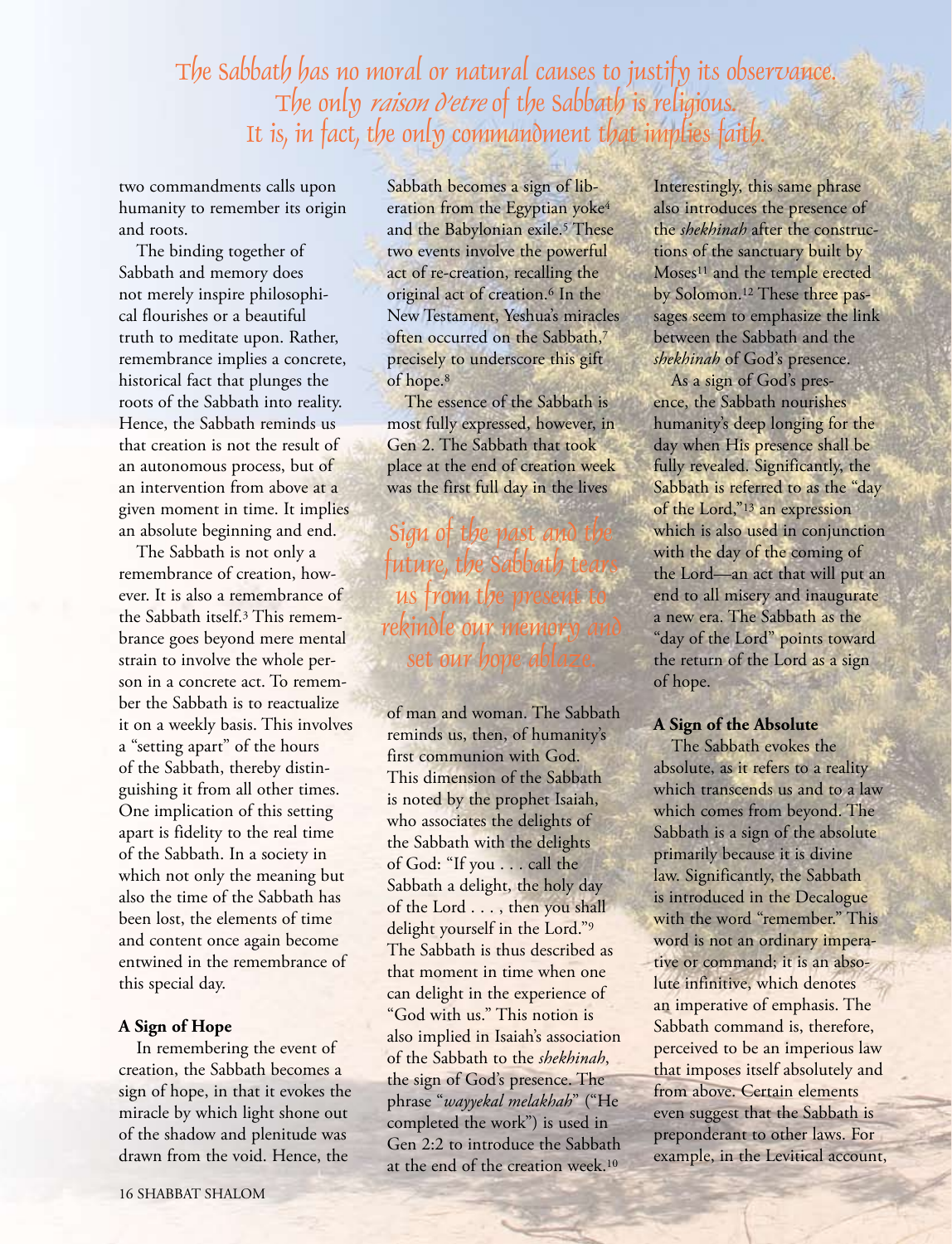*The Sabbath has no moral or natural causes to justify its observance. The only raison d'etre of the Sabbath is religious. It is, in fact, the only commandment that implies faith.*

two commandments calls upon humanity to remember its origin and roots.

The binding together of Sabbath and memory does not merely inspire philosophical flourishes or a beautiful truth to meditate upon. Rather, remembrance implies a concrete, historical fact that plunges the roots of the Sabbath into reality. Hence, the Sabbath reminds us that creation is not the result of an autonomous process, but of an intervention from above at a given moment in time. It implies an absolute beginning and end.

The Sabbath is not only a remembrance of creation, however. It is also a remembrance of the Sabbath itself.[3] This remembrance goes beyond mere mental strain to involve the whole person in a concrete act. To remember the Sabbath is to reactualize it on a weekly basis. This involves a "setting apart" of the hours of the Sabbath, thereby distinguishing it from all other times. One implication of this setting apart is fidelity to the real time of the Sabbath. In a society in which not only the meaning but also the time of the Sabbath has been lost, the elements of time and content once again become entwined in the remembrance of this special day.

**A Sign of Hope**

In remembering the event of creation, the Sabbath becomes a sign of hope, in that it evokes the miracle by which light shone out of the shadow and plenitude was drawn from the void. Hence, the Sabbath becomes a sign of liberation from the Egyptian yoke[4] and the Babylonian exile.[5] These two events involve the powerful act of re-creation, recalling the original act of creation.[6] In the New Testament, Yeshua's miracles often occurred on the Sabbath,[7] precisely to underscore this gift of hope.[8]

The essence of the Sabbath is most fully expressed, however, in Gen 2. The Sabbath that took place at the end of creation week was the first full day in the lives of man and woman. The Sabbath reminds us, then, of humanity's first communion with God. This dimension of the Sabbath is noted by the prophet Isaiah, who associates the delights of the Sabbath with the delights of God: "If you . . . call the Sabbath a delight, the holy day of the Lord . . . , then you shall delight yourself in the Lord."[9] The Sabbath is thus described as that moment in time when one can delight in the experience of "God with us." This notion is also implied in Isaiah's association of the Sabbath to the *shekhinah*, the sign of God's presence. The phrase "*wayyekal melakhah*" ("He completed the work") is used in Gen 2:2 to introduce the Sabbath at the end of the creation week.[10]

*Sign of the past and the future, the Sabbath tears us from the present to rekindle our memory and set our hope ablaze.*

Interestingly, this same phrase also introduces the presence of the *shekhinah* after the constructions of the sanctuary built by Moses[11] and the temple erected by Solomon.[12] These three passages seem to emphasize the link between the Sabbath and the *shekhinah* of God's presence.

As a sign of God's presence, the Sabbath nourishes humanity's deep longing for the day when His presence shall be fully revealed. Significantly, the Sabbath is referred to as the "day of the Lord,"[13] an expression which is also used in conjunction with the day of the coming of the Lord—an act that will put an end to all misery and inaugurate a new era. The Sabbath as the "day of the Lord" points toward the return of the Lord as a sign of hope.

**A Sign of the Absolute**

The Sabbath evokes the absolute, as it refers to a reality which transcends us and to a law which comes from beyond. The Sabbath is a sign of the absolute primarily because it is divine law. Significantly, the Sabbath is introduced in the Decalogue with the word "remember." This word is not an ordinary imperative or command; it is an absolute infinitive, which denotes an imperative of emphasis. The Sabbath command is, therefore, perceived to be an imperious law that imposes itself absolutely and from above. Certain elements even suggest that the Sabbath is preponderant to other laws. For example, in the Levitical account,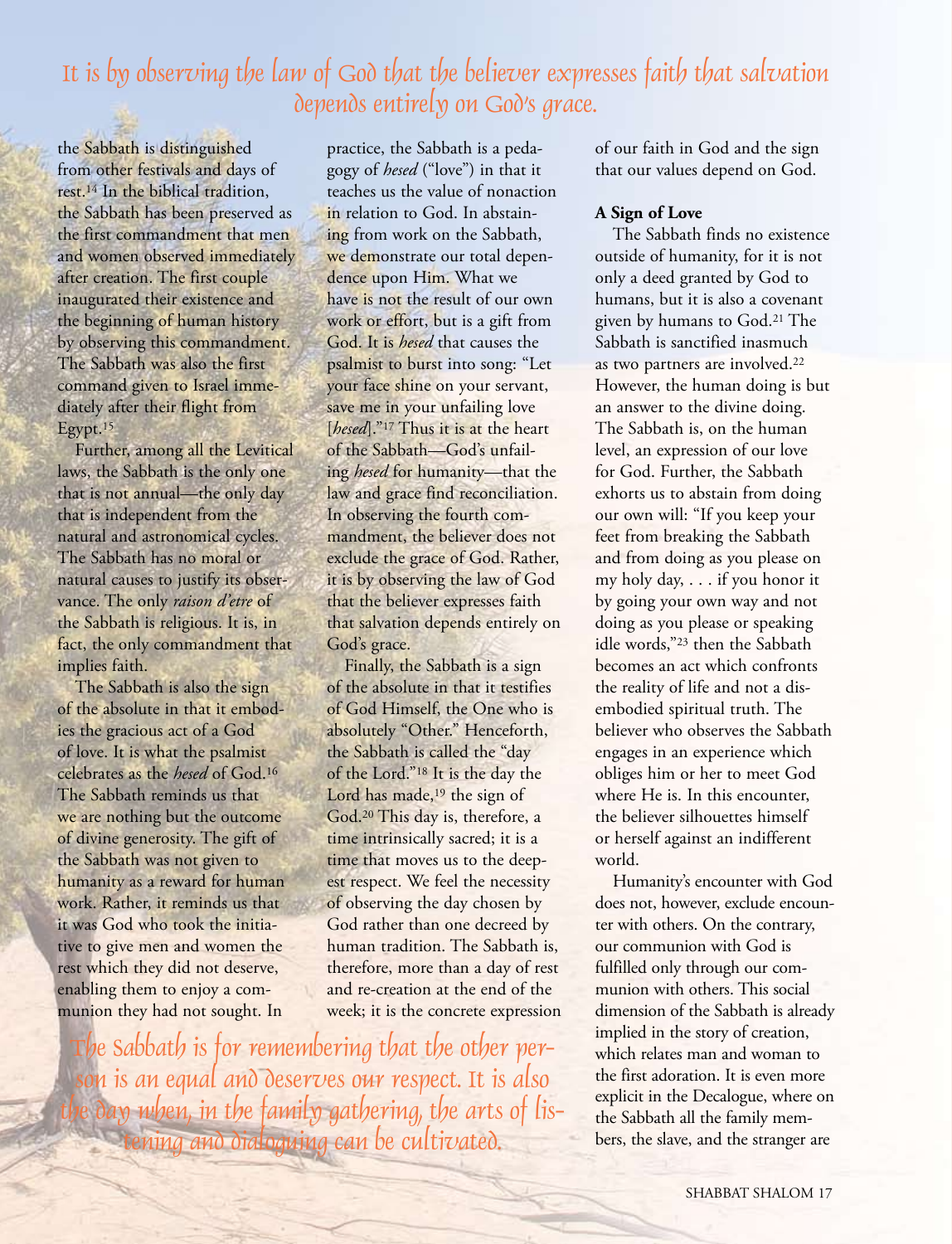*It is by observing the law of God that the believer expresses faith that salvation depends entirely on God's grace.*

the Sabbath is distinguished from other festivals and days of rest.[14] In the biblical tradition, the Sabbath has been preserved as the first commandment that men and women observed immediately after creation. The first couple inaugurated their existence and the beginning of human history by observing this commandment. The Sabbath was also the first command given to Israel immediately after their flight from Egypt.[15]

Further, among all the Levitical laws, the Sabbath is the only one that is not annual—the only day that is independent from the natural and astronomical cycles. The Sabbath has no moral or natural causes to justify its observance. The only *raison d'etre* of the Sabbath is religious. It is, in fact, the only commandment that implies faith.

The Sabbath is also the sign of the absolute in that it embodies the gracious act of a God of love. It is what the psalmist celebrates as the *hesed* of God.[16] The Sabbath reminds us that we are nothing but the outcome of divine generosity. The gift of the Sabbath was not given to humanity as a reward for human work. Rather, it reminds us that it was God who took the initiative to give men and women the rest which they did not deserve, enabling them to enjoy a communion they had not sought. In practice, the Sabbath is a pedagogy of *hesed* ("love") in that it teaches us the value of nonaction in relation to God. In abstaining from work on the Sabbath, we demonstrate our total dependence upon Him. What we have is not the result of our own work or effort, but is a gift from God. It is *hesed* that causes the psalmist to burst into song: "Let your face shine on your servant, save me in your unfailing love [*hesed*]."[17] Thus it is at the heart of the Sabbath—God's unfailing *hesed* for humanity—that the law and grace find reconciliation. In observing the fourth commandment, the believer does not exclude the grace of God. Rather, it is by observing the law of God that the believer expresses faith that salvation depends entirely on God's grace.

Finally, the Sabbath is a sign of the absolute in that it testifies of God Himself, the One who is absolutely "Other." Henceforth, the Sabbath is called the "day of the Lord."[18] It is the day the Lord has made,[19] the sign of God.[20] This day is, therefore, a time intrinsically sacred; it is a time that moves us to the deepest respect. We feel the necessity of observing the day chosen by God rather than one decreed by human tradition. The Sabbath is, therefore, more than a day of rest and re-creation at the end of the week; it is the concrete expression of our faith in God and the sign that our values depend on God.

*The Sabbath is for remembering that the other person is an equal and deserves our respect. It is also the day when, in the family gathering, the arts of listening and dialoguing can be cultivated.*

**A Sign of Love**

The Sabbath finds no existence outside of humanity, for it is not only a deed granted by God to humans, but it is also a covenant given by humans to God.[21] The Sabbath is sanctified inasmuch as two partners are involved.[22] However, the human doing is but an answer to the divine doing. The Sabbath is, on the human level, an expression of our love for God. Further, the Sabbath exhorts us to abstain from doing our own will: "If you keep your feet from breaking the Sabbath and from doing as you please on my holy day, . . . if you honor it by going your own way and not doing as you please or speaking idle words,"[23] then the Sabbath becomes an act which confronts the reality of life and not a disembodied spiritual truth. The believer who observes the Sabbath engages in an experience which obliges him or her to meet God where He is. In this encounter, the believer silhouettes himself or herself against an indifferent world.

Humanity's encounter with God does not, however, exclude encounter with others. On the contrary, our communion with God is fulfilled only through our communion with others. This social dimension of the Sabbath is already implied in the story of creation, which relates man and woman to the first adoration. It is even more explicit in the Decalogue, where on the Sabbath all the family members, the slave, and the stranger are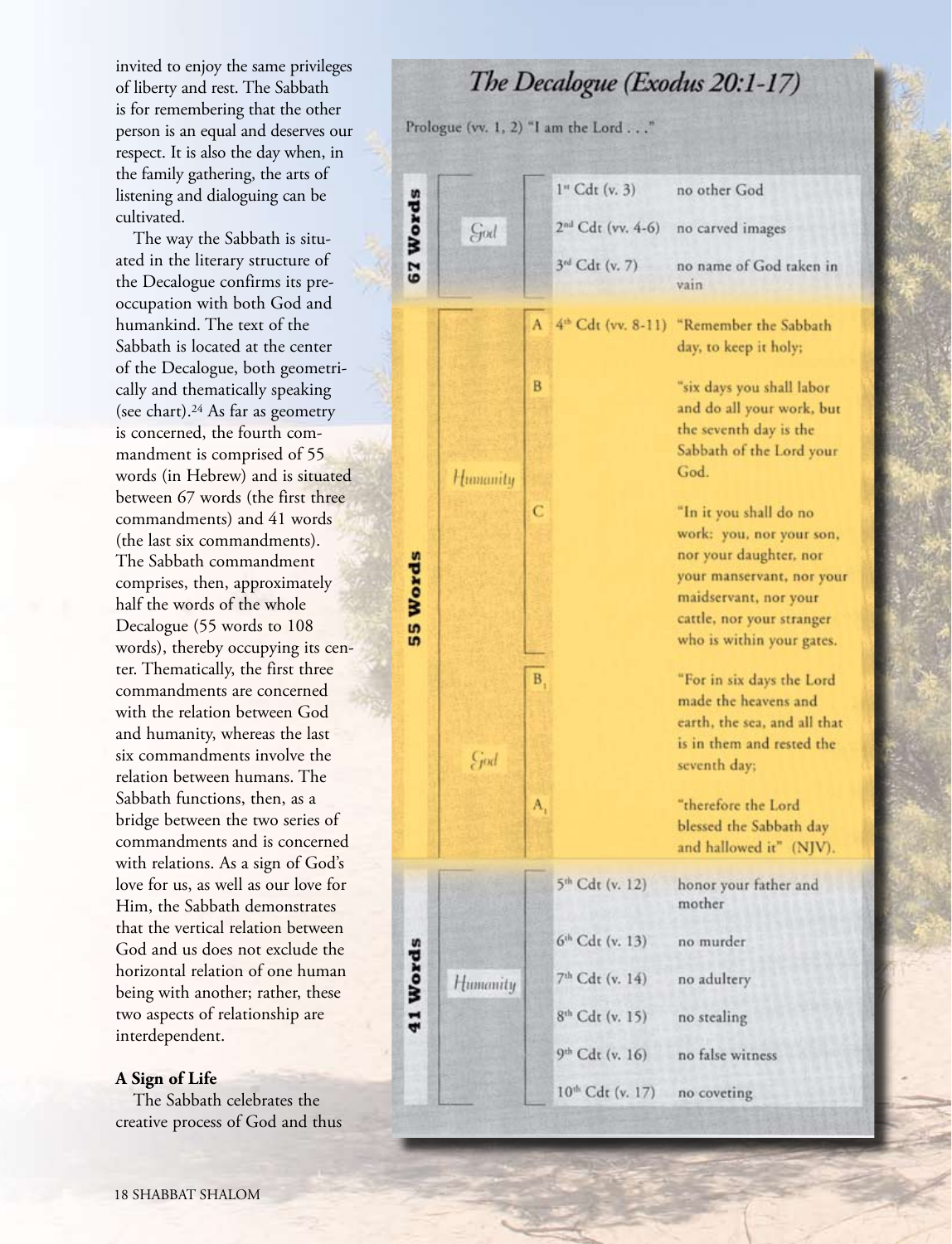invited to enjoy the same privileges of liberty and rest. The Sabbath is for remembering that the other person is an equal and deserves our respect. It is also the day when, in the family gathering, the arts of listening and dialoguing can be cultivated.

The way the Sabbath is situated in the literary structure of the Decalogue confirms its preoccupation with both God and humankind. The text of the Sabbath is located at the center of the Decalogue, both geometrically and thematically speaking (see chart).[24] As far as geometry is concerned, the fourth commandment is comprised of 55 words (in Hebrew) and is situated between 67 words (the first three commandments) and 41 words (the last six commandments). The Sabbath commandment comprises, then, approximately half the words of the whole Decalogue (55 words to 108 words), thereby occupying its center. Thematically, the first three commandments are concerned with the relation between God and humanity, whereas the last six commandments involve the relation between humans. The Sabbath functions, then, as a bridge between the two series of commandments and is concerned with relations. As a sign of God's love for us, as well as our love for Him, the Sabbath demonstrates that the vertical relation between God and us does not exclude the horizontal relation of one human being with another; rather, these two aspects of relationship are interdependent.

**A Sign of Life**

The Sabbath celebrates the creative process of God and thus

## *The Decalogue (Exodus 20:1-17)*

Prologue (vv. 1, 2) "I am the Lord . . ."

| | | | | |
|---|---|---|---|---|
| **67 Words** | God | | 1st Cdt (v. 3) | no other God |
| | | | 2nd Cdt (vv. 4-6) | no carved images |
| | | | 3rd Cdt (v. 7) | no name of God taken in vain |
| **55 Words** | Humanity | A | 4th Cdt (vv. 8-11) | "Remember the Sabbath day, to keep it holy; |
| | | B | | "six days you shall labor and do all your work, but the seventh day is the Sabbath of the Lord your God. |
| | | C | | "In it you shall do no work: you, nor your son, nor your daughter, nor your manservant, nor your maidservant, nor your cattle, nor your stranger who is within your gates. |
| | God | $B_1$ | | "For in six days the Lord made the heavens and earth, the sea, and all that is in them and rested the seventh day; |
| | | $A_1$ | | "therefore the Lord blessed the Sabbath day and hallowed it" (NJV). |
| **41 Words** | Humanity | | 5th Cdt (v. 12) | honor your father and mother |
| | | | 6th Cdt (v. 13) | no murder |
| | | | 7th Cdt (v. 14) | no adultery |
| | | | 8th Cdt (v. 15) | no stealing |
| | | | 9th Cdt (v. 16) | no false witness |
| | | | 10th Cdt (v. 17) | no coveting |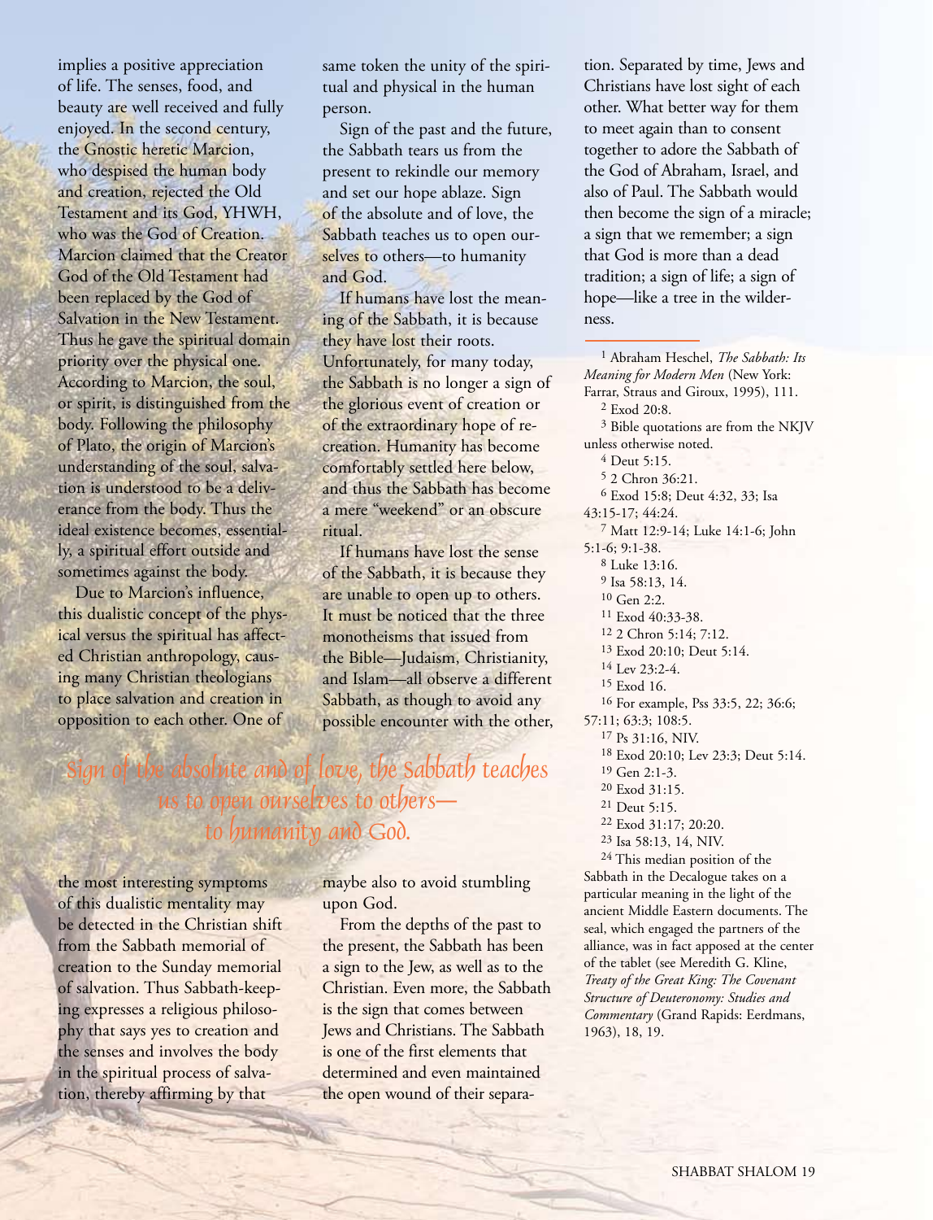implies a positive appreciation of life. The senses, food, and beauty are well received and fully enjoyed. In the second century, the Gnostic heretic Marcion, who despised the human body and creation, rejected the Old Testament and its God, YHWH, who was the God of Creation. Marcion claimed that the Creator God of the Old Testament had been replaced by the God of Salvation in the New Testament. Thus he gave the spiritual domain priority over the physical one. According to Marcion, the soul, or spirit, is distinguished from the body. Following the philosophy of Plato, the origin of Marcion's understanding of the soul, salvation is understood to be a deliverance from the body. Thus the ideal existence becomes, essentially, a spiritual effort outside and sometimes against the body.

Due to Marcion's influence, this dualistic concept of the physical versus the spiritual has affected Christian anthropology, causing many Christian theologians to place salvation and creation in opposition to each other. One of the most interesting symptoms of this dualistic mentality may be detected in the Christian shift from the Sabbath memorial of creation to the Sunday memorial of salvation. Thus Sabbath-keeping expresses a religious philosophy that says yes to creation and the senses and involves the body in the spiritual process of salvation, thereby affirming by that same token the unity of the spiritual and physical in the human person.

Sign of the past and the future, the Sabbath tears us from the present to rekindle our memory and set our hope ablaze. Sign of the absolute and of love, the Sabbath teaches us to open ourselves to others—to humanity and God.

If humans have lost the meaning of the Sabbath, it is because they have lost their roots. Unfortunately, for many today, the Sabbath is no longer a sign of the glorious event of creation or of the extraordinary hope of re-creation. Humanity has become comfortably settled here below, and thus the Sabbath has become a mere "weekend" or an obscure ritual.

If humans have lost the sense of the Sabbath, it is because they are unable to open up to others. It must be noticed that the three monotheisms that issued from the Bible—Judaism, Christianity, and Islam—all observe a different Sabbath, as though to avoid any possible encounter with the other, maybe also to avoid stumbling upon God.

*Sign of the absolute and of love, the Sabbath teaches us to open ourselves to others—to humanity and God.*

From the depths of the past to the present, the Sabbath has been a sign to the Jew, as well as to the Christian. Even more, the Sabbath is the sign that comes between Jews and Christians. The Sabbath is one of the first elements that determined and even maintained the open wound of their separation. Separated by time, Jews and Christians have lost sight of each other. What better way for them to meet again than to consent together to adore the Sabbath of the God of Abraham, Israel, and also of Paul. The Sabbath would then become the sign of a miracle; a sign that we remember; a sign that God is more than a dead tradition; a sign of life; a sign of hope—like a tree in the wilderness.

---

[1] Abraham Heschel, *The Sabbath: Its Meaning for Modern Men* (New York: Farrar, Straus and Giroux, 1995), 111.
[2] Exod 20:8.
[3] Bible quotations are from the NKJV unless otherwise noted.
[4] Deut 5:15.
[5] 2 Chron 36:21.
[6] Exod 15:8; Deut 4:32, 33; Isa 43:15-17; 44:24.
[7] Matt 12:9-14; Luke 14:1-6; John 5:1-6; 9:1-38.
[8] Luke 13:16.
[9] Isa 58:13, 14.
[10] Gen 2:2.
[11] Exod 40:33-38.
[12] 2 Chron 5:14; 7:12.
[13] Exod 20:10; Deut 5:14.
[14] Lev 23:2-4.
[15] Exod 16.
[16] For example, Pss 33:5, 22; 36:6; 57:11; 63:3; 108:5.
[17] Ps 31:16, NIV.
[18] Exod 20:10; Lev 23:3; Deut 5:14.
[19] Gen 2:1-3.
[20] Exod 31:15.
[21] Deut 5:15.
[22] Exod 31:17; 20:20.
[23] Isa 58:13, 14, NIV.
[24] This median position of the Sabbath in the Decalogue takes on a particular meaning in the light of the ancient Middle Eastern documents. The seal, which engaged the partners of the alliance, was in fact apposed at the center of the tablet (see Meredith G. Kline, *Treaty of the Great King: The Covenant Structure of Deuteronomy: Studies and Commentary* (Grand Rapids: Eerdmans, 1963), 18, 19.